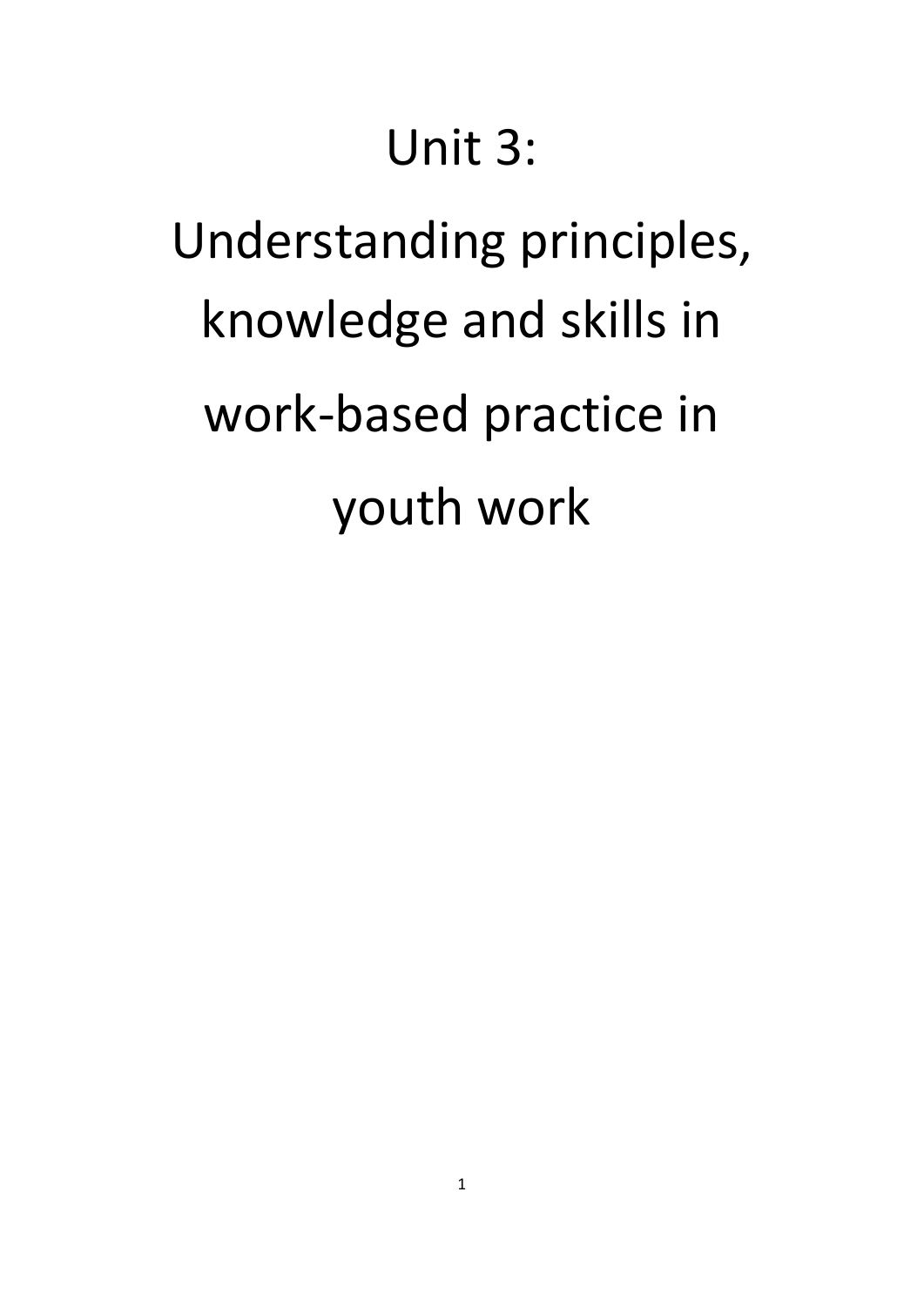# Unit 3:

# Understanding principles, knowledge and skills in work-based practice in youth work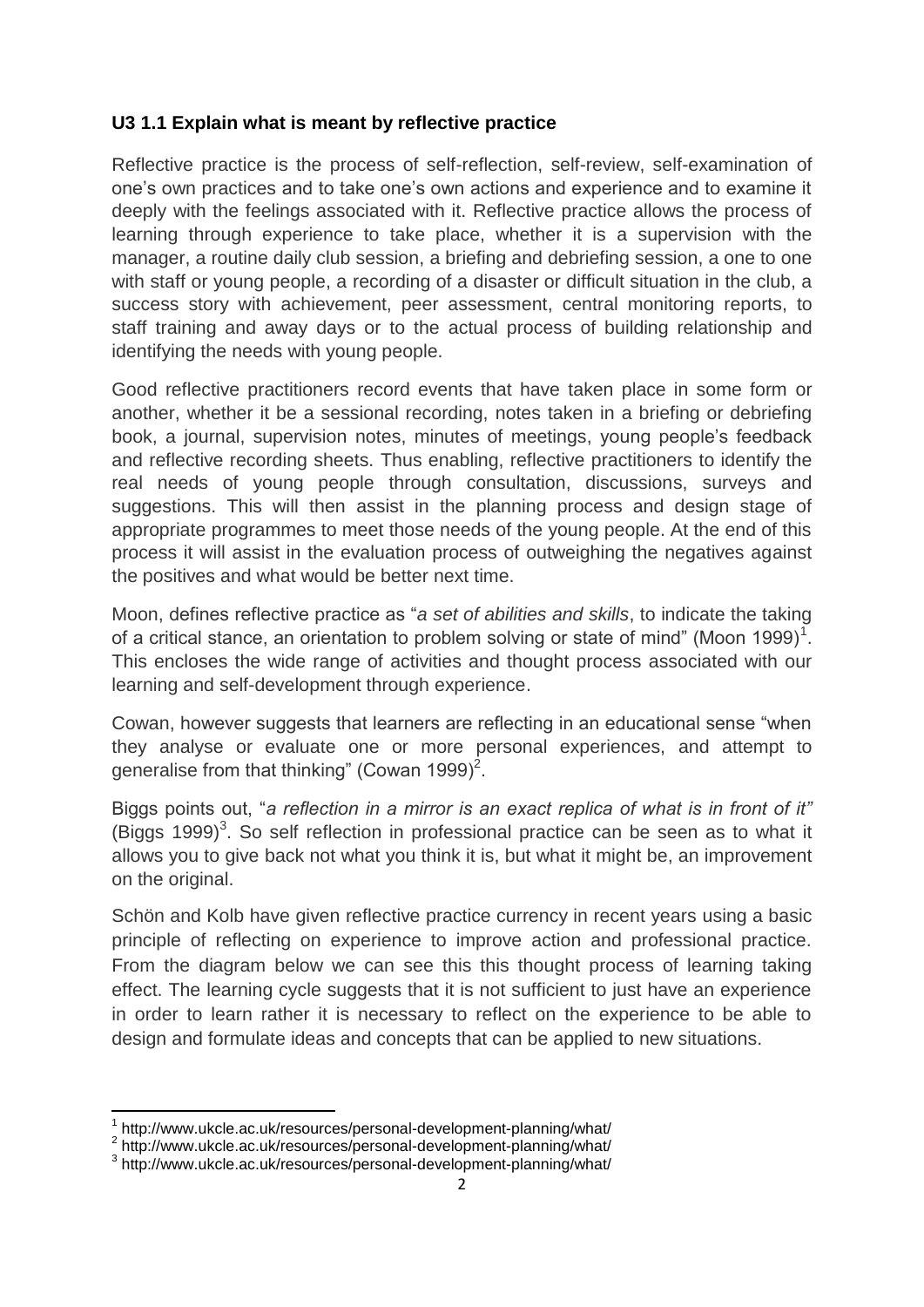**U3 1.1 Explain what is meant by reflective practice**

Reflective practice is the process of self-reflection, self-review, self-examination of one's own practices and to take one's own actions and experience and to examine it deeply with the feelings associated with it. Reflective practice allows the process of learning through experience to take place, whether it is a supervision with the manager, a routine daily club session, a briefing and debriefing session, a one to one with staff or young people, a recording of a disaster or difficult situation in the club, a success story with achievement, peer assessment, central monitoring reports, to staff training and away days or to the actual process of building relationship and identifying the needs with young people.

Good reflective practitioners record events that have taken place in some form or another, whether it be a sessional recording, notes taken in a briefing or debriefing book, a journal, supervision notes, minutes of meetings, young people's feedback and reflective recording sheets. Thus enabling, reflective practitioners to identify the real needs of young people through consultation, discussions, surveys and suggestions. This will then assist in the planning process and design stage of appropriate programmes to meet those needs of the young people. At the end of this process it will assist in the evaluation process of outweighing the negatives against the positives and what would be better next time.

Moon, defines reflective practice as "*a set of abilities and skills*, to indicate the taking of a critical stance, an orientation to problem solving or state of mind" (Moon 1999)[1]. This encloses the wide range of activities and thought process associated with our learning and self-development through experience.

Cowan, however suggests that learners are reflecting in an educational sense "when they analyse or evaluate one or more personal experiences, and attempt to generalise from that thinking" (Cowan 1999)[2].

Biggs points out, "*a reflection in a mirror is an exact replica of what is in front of it"* (Biggs 1999)[3]. So self reflection in professional practice can be seen as to what it allows you to give back not what you think it is, but what it might be, an improvement on the original.

Schön and Kolb have given reflective practice currency in recent years using a basic principle of reflecting on experience to improve action and professional practice. From the diagram below we can see this this thought process of learning taking effect. The learning cycle suggests that it is not sufficient to just have an experience in order to learn rather it is necessary to reflect on the experience to be able to design and formulate ideas and concepts that can be applied to new situations.

---

[1] http://www.ukcle.ac.uk/resources/personal-development-planning/what/

[2] http://www.ukcle.ac.uk/resources/personal-development-planning/what/

[3] http://www.ukcle.ac.uk/resources/personal-development-planning/what/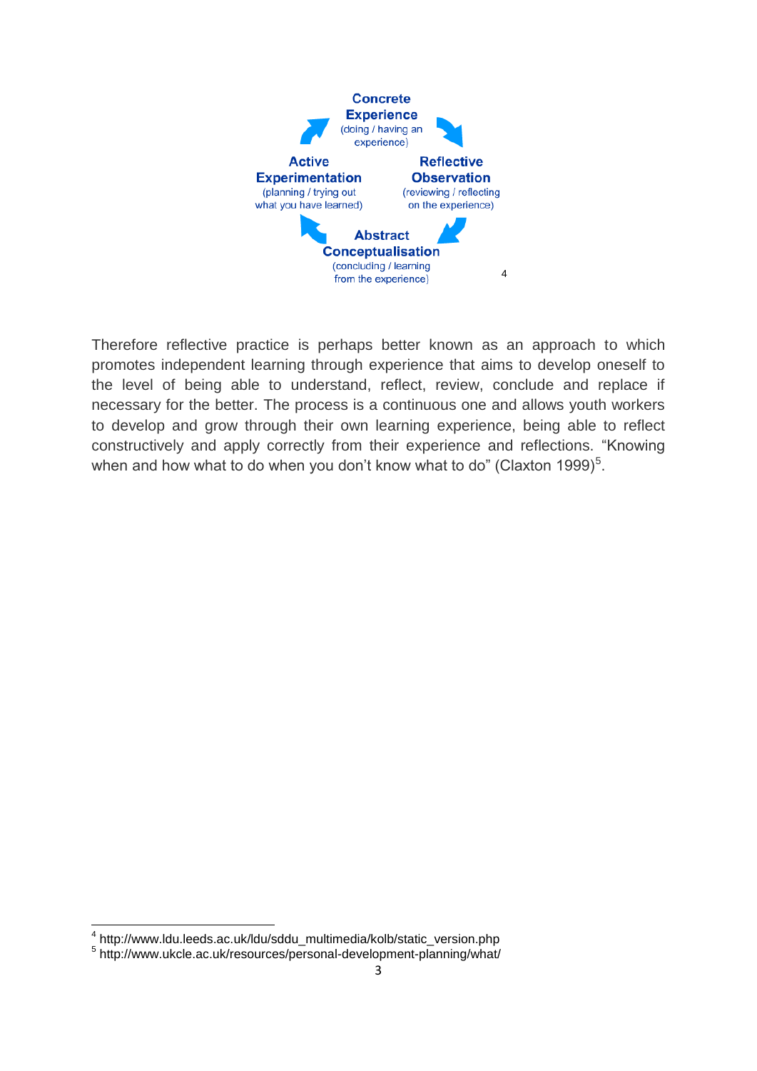Concrete Experience
(doing / having an experience)

Reflective Observation
(reviewing / reflecting on the experience)

Abstract Conceptualisation
(concluding / learning from the experience)

Active Experimentation
(planning / trying out what you have learned)

[4]

Therefore reflective practice is perhaps better known as an approach to which promotes independent learning through experience that aims to develop oneself to the level of being able to understand, reflect, review, conclude and replace if necessary for the better. The process is a continuous one and allows youth workers to develop and grow through their own learning experience, being able to reflect constructively and apply correctly from their experience and reflections. “Knowing when and how what to do when you don’t know what to do” (Claxton 1999)[5].

[4] http://www.ldu.leeds.ac.uk/ldu/sddu_multimedia/kolb/static_version.php
[5] http://www.ukcle.ac.uk/resources/personal-development-planning/what/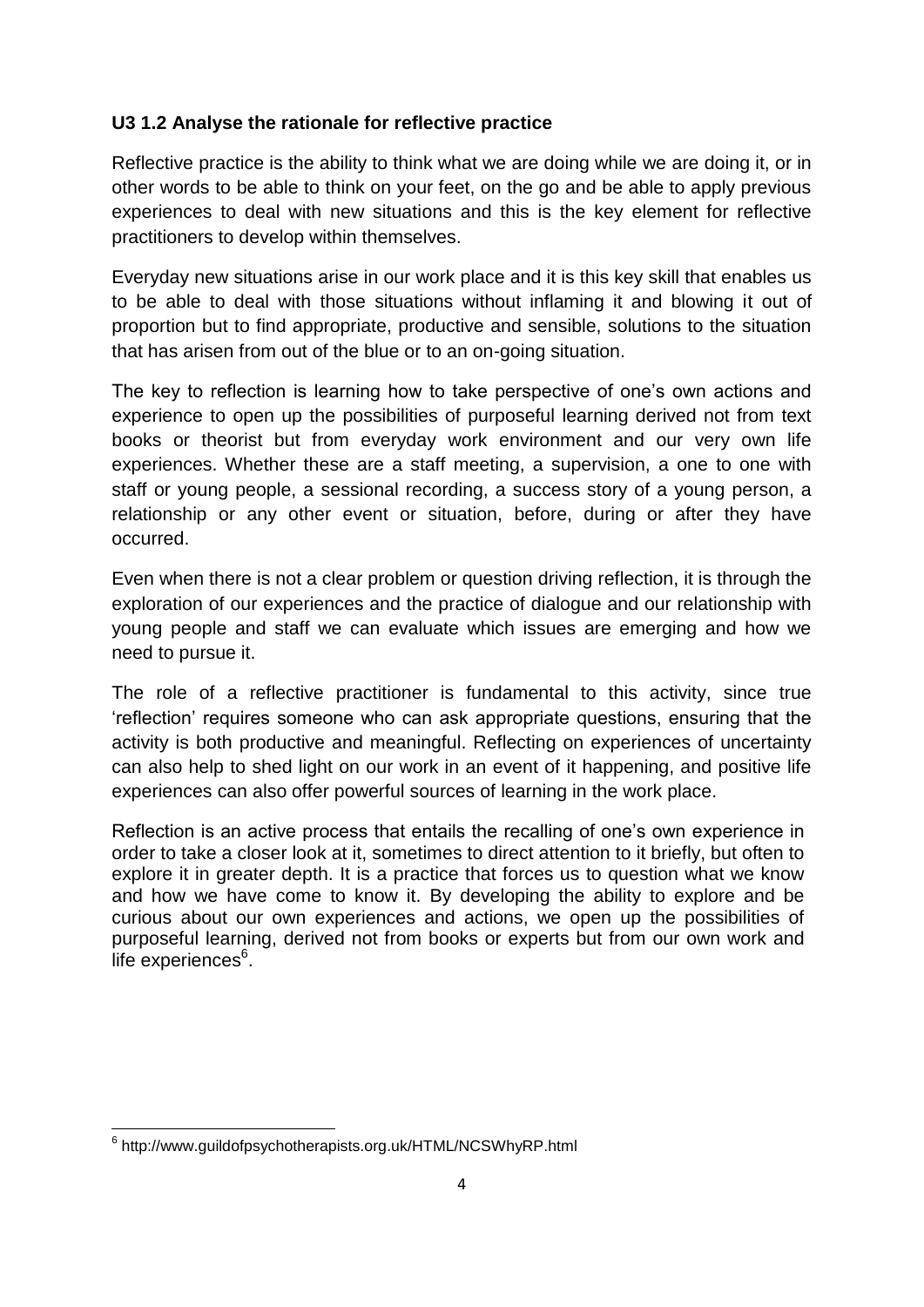**U3 1.2 Analyse the rationale for reflective practice**

Reflective practice is the ability to think what we are doing while we are doing it, or in other words to be able to think on your feet, on the go and be able to apply previous experiences to deal with new situations and this is the key element for reflective practitioners to develop within themselves.

Everyday new situations arise in our work place and it is this key skill that enables us to be able to deal with those situations without inflaming it and blowing it out of proportion but to find appropriate, productive and sensible, solutions to the situation that has arisen from out of the blue or to an on-going situation.

The key to reflection is learning how to take perspective of one's own actions and experience to open up the possibilities of purposeful learning derived not from text books or theorist but from everyday work environment and our very own life experiences. Whether these are a staff meeting, a supervision, a one to one with staff or young people, a sessional recording, a success story of a young person, a relationship or any other event or situation, before, during or after they have occurred.

Even when there is not a clear problem or question driving reflection, it is through the exploration of our experiences and the practice of dialogue and our relationship with young people and staff we can evaluate which issues are emerging and how we need to pursue it.

The role of a reflective practitioner is fundamental to this activity, since true 'reflection' requires someone who can ask appropriate questions, ensuring that the activity is both productive and meaningful. Reflecting on experiences of uncertainty can also help to shed light on our work in an event of it happening, and positive life experiences can also offer powerful sources of learning in the work place.

Reflection is an active process that entails the recalling of one's own experience in order to take a closer look at it, sometimes to direct attention to it briefly, but often to explore it in greater depth. It is a practice that forces us to question what we know and how we have come to know it. By developing the ability to explore and be curious about our own experiences and actions, we open up the possibilities of purposeful learning, derived not from books or experts but from our own work and life experiences[6].

---

[6] http://www.guildofpsychotherapists.org.uk/HTML/NCSWhyRP.html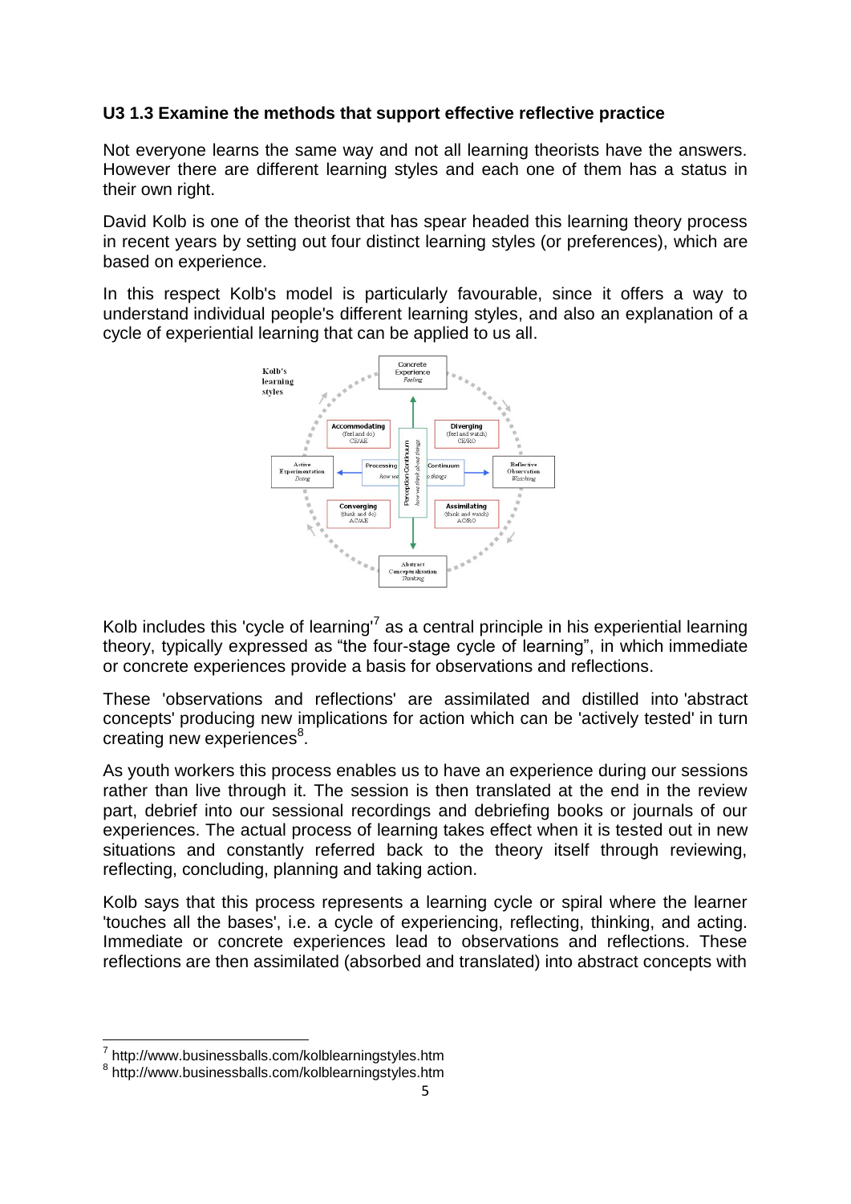**U3 1.3 Examine the methods that support effective reflective practice**

Not everyone learns the same way and not all learning theorists have the answers. However there are different learning styles and each one of them has a status in their own right.

David Kolb is one of the theorist that has spear headed this learning theory process in recent years by setting out four distinct learning styles (or preferences), which are based on experience.

In this respect Kolb's model is particularly favourable, since it offers a way to understand individual people's different learning styles, and also an explanation of a cycle of experiential learning that can be applied to us all.

Kolb includes this 'cycle of learning'[7] as a central principle in his experiential learning theory, typically expressed as "the four-stage cycle of learning", in which immediate or concrete experiences provide a basis for observations and reflections.

These 'observations and reflections' are assimilated and distilled into 'abstract concepts' producing new implications for action which can be 'actively tested' in turn creating new experiences[8].

As youth workers this process enables us to have an experience during our sessions rather than live through it. The session is then translated at the end in the review part, debrief into our sessional recordings and debriefing books or journals of our experiences. The actual process of learning takes effect when it is tested out in new situations and constantly referred back to the theory itself through reviewing, reflecting, concluding, planning and taking action.

Kolb says that this process represents a learning cycle or spiral where the learner 'touches all the bases', i.e. a cycle of experiencing, reflecting, thinking, and acting. Immediate or concrete experiences lead to observations and reflections. These reflections are then assimilated (absorbed and translated) into abstract concepts with

[7] http://www.businessballs.com/kolblearningstyles.htm

[8] http://www.businessballs.com/kolblearningstyles.htm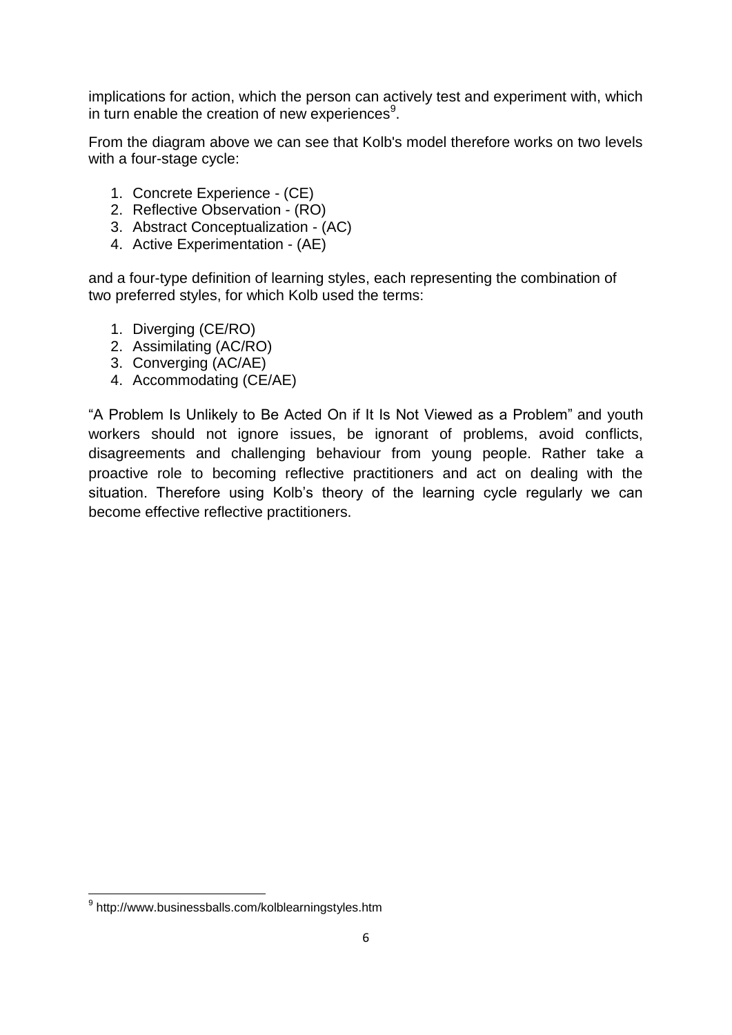implications for action, which the person can actively test and experiment with, which in turn enable the creation of new experiences[9].

From the diagram above we can see that Kolb's model therefore works on two levels with a four-stage cycle:

1. Concrete Experience - (CE)
2. Reflective Observation - (RO)
3. Abstract Conceptualization - (AC)
4. Active Experimentation - (AE)

and a four-type definition of learning styles, each representing the combination of two preferred styles, for which Kolb used the terms:

1. Diverging (CE/RO)
2. Assimilating (AC/RO)
3. Converging (AC/AE)
4. Accommodating (CE/AE)

"A Problem Is Unlikely to Be Acted On if It Is Not Viewed as a Problem" and youth workers should not ignore issues, be ignorant of problems, avoid conflicts, disagreements and challenging behaviour from young people. Rather take a proactive role to becoming reflective practitioners and act on dealing with the situation. Therefore using Kolb's theory of the learning cycle regularly we can become effective reflective practitioners.

[9] http://www.businessballs.com/kolblearningstyles.htm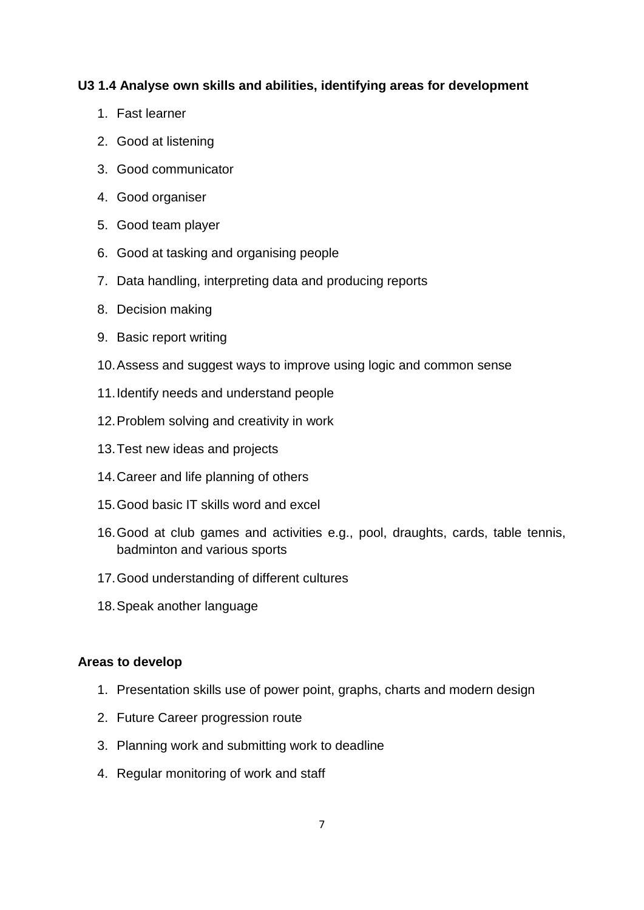**U3 1.4 Analyse own skills and abilities, identifying areas for development**

1. Fast learner
2. Good at listening
3. Good communicator
4. Good organiser
5. Good team player
6. Good at tasking and organising people
7. Data handling, interpreting data and producing reports
8. Decision making
9. Basic report writing
10. Assess and suggest ways to improve using logic and common sense
11. Identify needs and understand people
12. Problem solving and creativity in work
13. Test new ideas and projects
14. Career and life planning of others
15. Good basic IT skills word and excel
16. Good at club games and activities e.g., pool, draughts, cards, table tennis, badminton and various sports
17. Good understanding of different cultures
18. Speak another language

**Areas to develop**

1. Presentation skills use of power point, graphs, charts and modern design
2. Future Career progression route
3. Planning work and submitting work to deadline
4. Regular monitoring of work and staff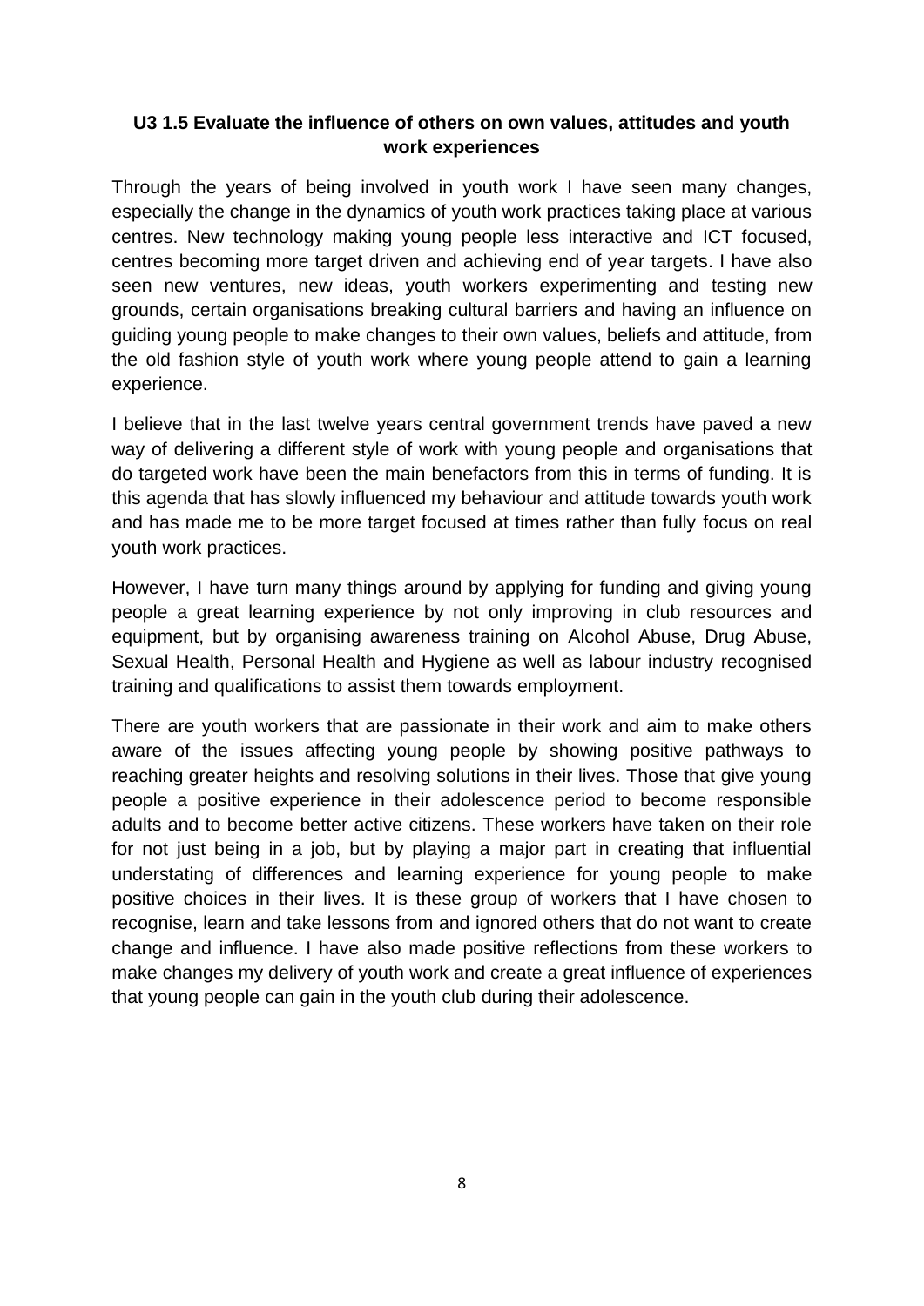**U3 1.5 Evaluate the influence of others on own values, attitudes and youth work experiences**

Through the years of being involved in youth work I have seen many changes, especially the change in the dynamics of youth work practices taking place at various centres. New technology making young people less interactive and ICT focused, centres becoming more target driven and achieving end of year targets. I have also seen new ventures, new ideas, youth workers experimenting and testing new grounds, certain organisations breaking cultural barriers and having an influence on guiding young people to make changes to their own values, beliefs and attitude, from the old fashion style of youth work where young people attend to gain a learning experience.

I believe that in the last twelve years central government trends have paved a new way of delivering a different style of work with young people and organisations that do targeted work have been the main benefactors from this in terms of funding. It is this agenda that has slowly influenced my behaviour and attitude towards youth work and has made me to be more target focused at times rather than fully focus on real youth work practices.

However, I have turn many things around by applying for funding and giving young people a great learning experience by not only improving in club resources and equipment, but by organising awareness training on Alcohol Abuse, Drug Abuse, Sexual Health, Personal Health and Hygiene as well as labour industry recognised training and qualifications to assist them towards employment.

There are youth workers that are passionate in their work and aim to make others aware of the issues affecting young people by showing positive pathways to reaching greater heights and resolving solutions in their lives. Those that give young people a positive experience in their adolescence period to become responsible adults and to become better active citizens. These workers have taken on their role for not just being in a job, but by playing a major part in creating that influential understating of differences and learning experience for young people to make positive choices in their lives. It is these group of workers that I have chosen to recognise, learn and take lessons from and ignored others that do not want to create change and influence. I have also made positive reflections from these workers to make changes my delivery of youth work and create a great influence of experiences that young people can gain in the youth club during their adolescence.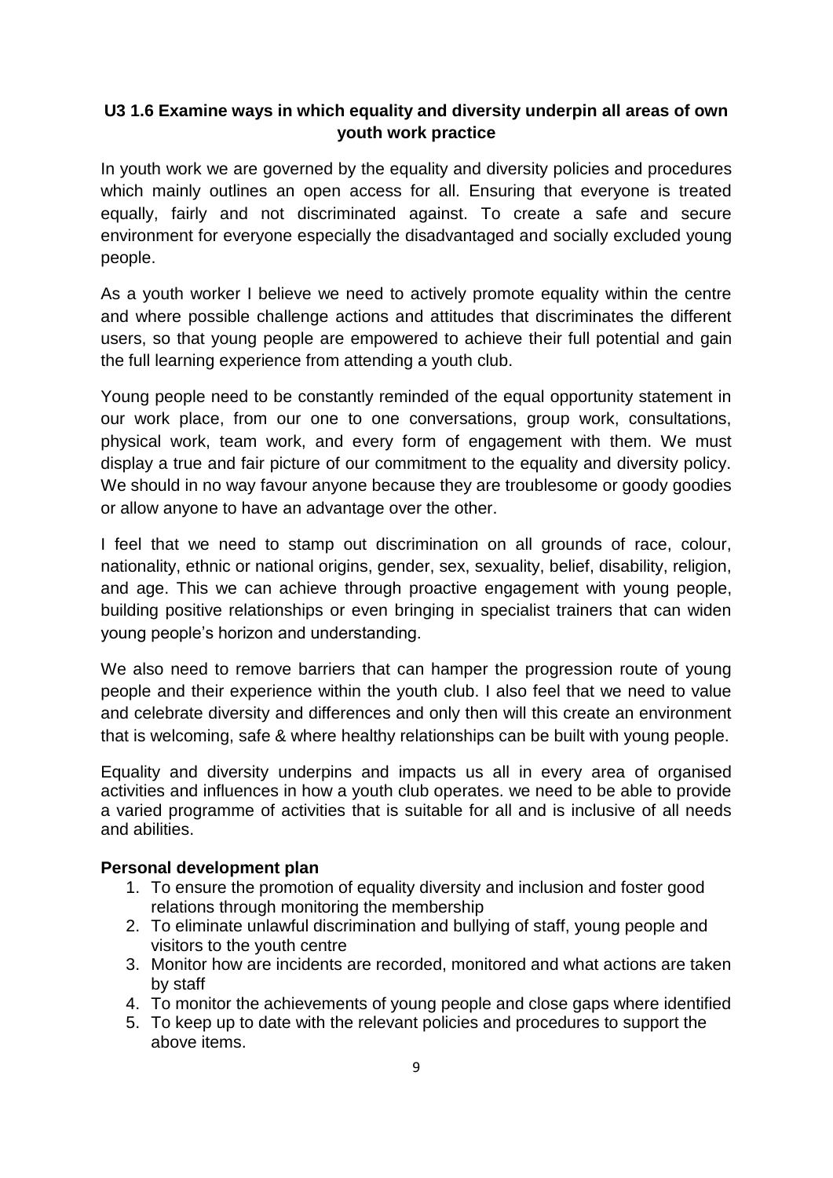### U3 1.6 Examine ways in which equality and diversity underpin all areas of own youth work practice

In youth work we are governed by the equality and diversity policies and procedures which mainly outlines an open access for all. Ensuring that everyone is treated equally, fairly and not discriminated against. To create a safe and secure environment for everyone especially the disadvantaged and socially excluded young people.

As a youth worker I believe we need to actively promote equality within the centre and where possible challenge actions and attitudes that discriminates the different users, so that young people are empowered to achieve their full potential and gain the full learning experience from attending a youth club.

Young people need to be constantly reminded of the equal opportunity statement in our work place, from our one to one conversations, group work, consultations, physical work, team work, and every form of engagement with them. We must display a true and fair picture of our commitment to the equality and diversity policy. We should in no way favour anyone because they are troublesome or goody goodies or allow anyone to have an advantage over the other.

I feel that we need to stamp out discrimination on all grounds of race, colour, nationality, ethnic or national origins, gender, sex, sexuality, belief, disability, religion, and age. This we can achieve through proactive engagement with young people, building positive relationships or even bringing in specialist trainers that can widen young people's horizon and understanding.

We also need to remove barriers that can hamper the progression route of young people and their experience within the youth club. I also feel that we need to value and celebrate diversity and differences and only then will this create an environment that is welcoming, safe & where healthy relationships can be built with young people.

Equality and diversity underpins and impacts us all in every area of organised activities and influences in how a youth club operates. we need to be able to provide a varied programme of activities that is suitable for all and is inclusive of all needs and abilities.

**Personal development plan**

1. To ensure the promotion of equality diversity and inclusion and foster good relations through monitoring the membership
2. To eliminate unlawful discrimination and bullying of staff, young people and visitors to the youth centre
3. Monitor how are incidents are recorded, monitored and what actions are taken by staff
4. To monitor the achievements of young people and close gaps where identified
5. To keep up to date with the relevant policies and procedures to support the above items.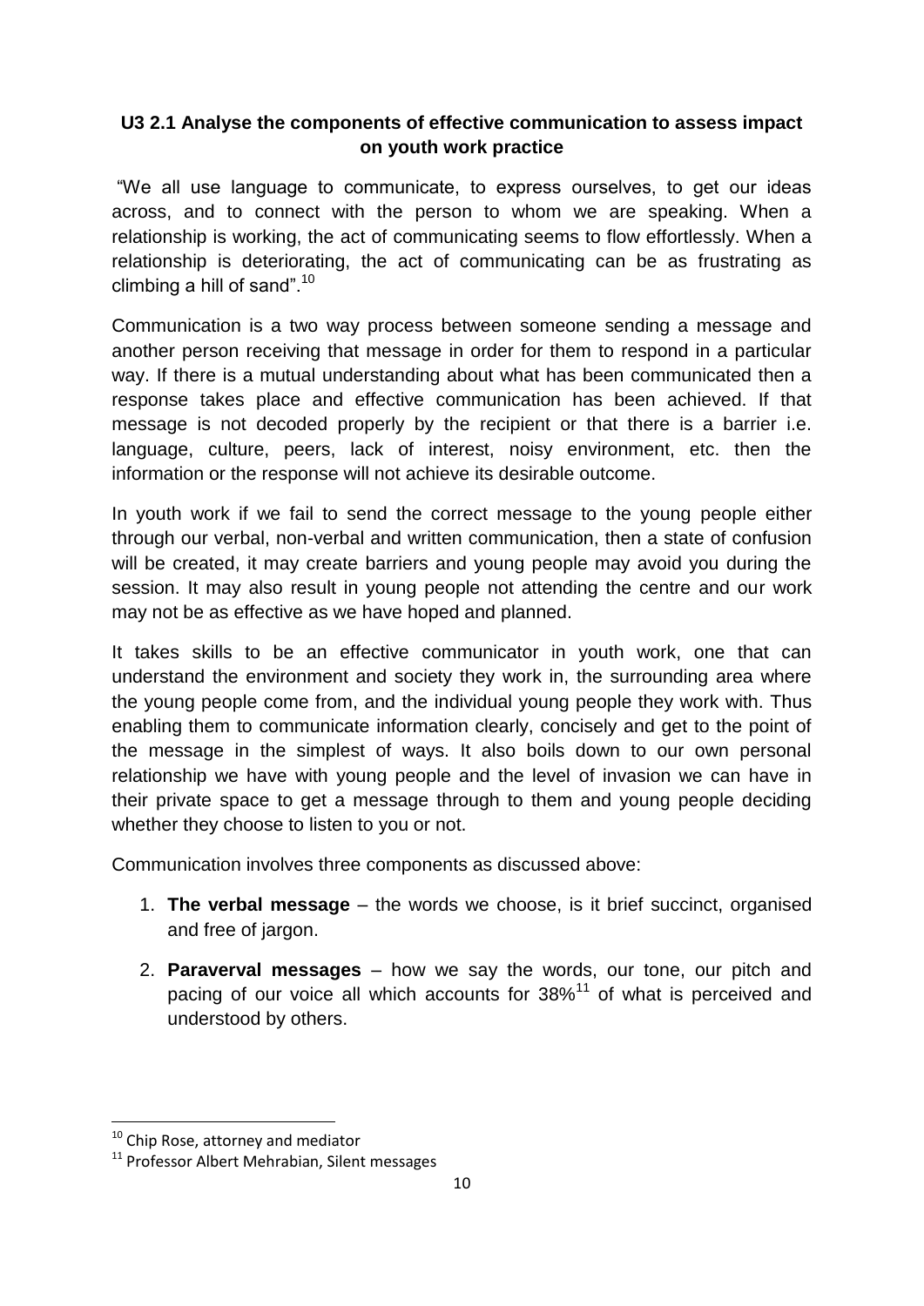### U3 2.1 Analyse the components of effective communication to assess impact on youth work practice

"We all use language to communicate, to express ourselves, to get our ideas across, and to connect with the person to whom we are speaking. When a relationship is working, the act of communicating seems to flow effortlessly. When a relationship is deteriorating, the act of communicating can be as frustrating as climbing a hill of sand".[10]

Communication is a two way process between someone sending a message and another person receiving that message in order for them to respond in a particular way. If there is a mutual understanding about what has been communicated then a response takes place and effective communication has been achieved. If that message is not decoded properly by the recipient or that there is a barrier i.e. language, culture, peers, lack of interest, noisy environment, etc. then the information or the response will not achieve its desirable outcome.

In youth work if we fail to send the correct message to the young people either through our verbal, non-verbal and written communication, then a state of confusion will be created, it may create barriers and young people may avoid you during the session. It may also result in young people not attending the centre and our work may not be as effective as we have hoped and planned.

It takes skills to be an effective communicator in youth work, one that can understand the environment and society they work in, the surrounding area where the young people come from, and the individual young people they work with. Thus enabling them to communicate information clearly, concisely and get to the point of the message in the simplest of ways. It also boils down to our own personal relationship we have with young people and the level of invasion we can have in their private space to get a message through to them and young people deciding whether they choose to listen to you or not.

Communication involves three components as discussed above:

1. **The verbal message** – the words we choose, is it brief succinct, organised and free of jargon.
2. **Paraverval messages** – how we say the words, our tone, our pitch and pacing of our voice all which accounts for 38%[11] of what is perceived and understood by others.

---

[10] Chip Rose, attorney and mediator

[11] Professor Albert Mehrabian, Silent messages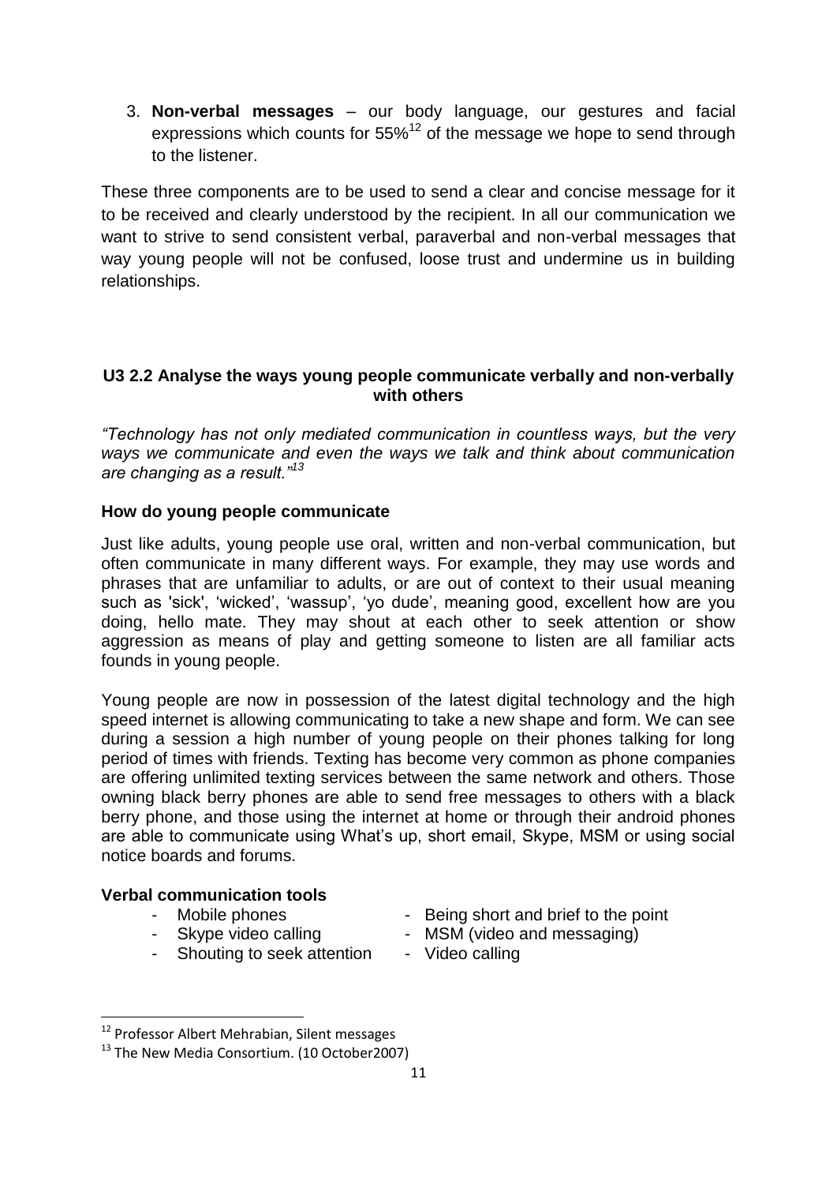3. **Non-verbal messages** – our body language, our gestures and facial expressions which counts for 55%[12] of the message we hope to send through to the listener.

These three components are to be used to send a clear and concise message for it to be received and clearly understood by the recipient. In all our communication we want to strive to send consistent verbal, paraverbal and non-verbal messages that way young people will not be confused, loose trust and undermine us in building relationships.

### U3 2.2 Analyse the ways young people communicate verbally and non-verbally with others

*"Technology has not only mediated communication in countless ways, but the very ways we communicate and even the ways we talk and think about communication are changing as a result."*[13]

**How do young people communicate**

Just like adults, young people use oral, written and non-verbal communication, but often communicate in many different ways. For example, they may use words and phrases that are unfamiliar to adults, or are out of context to their usual meaning such as 'sick', 'wicked', 'wassup', 'yo dude', meaning good, excellent how are you doing, hello mate. They may shout at each other to seek attention or show aggression as means of play and getting someone to listen are all familiar acts founds in young people.

Young people are now in possession of the latest digital technology and the high speed internet is allowing communicating to take a new shape and form. We can see during a session a high number of young people on their phones talking for long period of times with friends. Texting has become very common as phone companies are offering unlimited texting services between the same network and others. Those owning black berry phones are able to send free messages to others with a black berry phone, and those using the internet at home or through their android phones are able to communicate using What's up, short email, Skype, MSM or using social notice boards and forums.

**Verbal communication tools**

- Mobile phones
- Skype video calling
- Shouting to seek attention
- Being short and brief to the point
- MSM (video and messaging)
- Video calling

---

[12] Professor Albert Mehrabian, Silent messages

[13] The New Media Consortium. (10 October2007)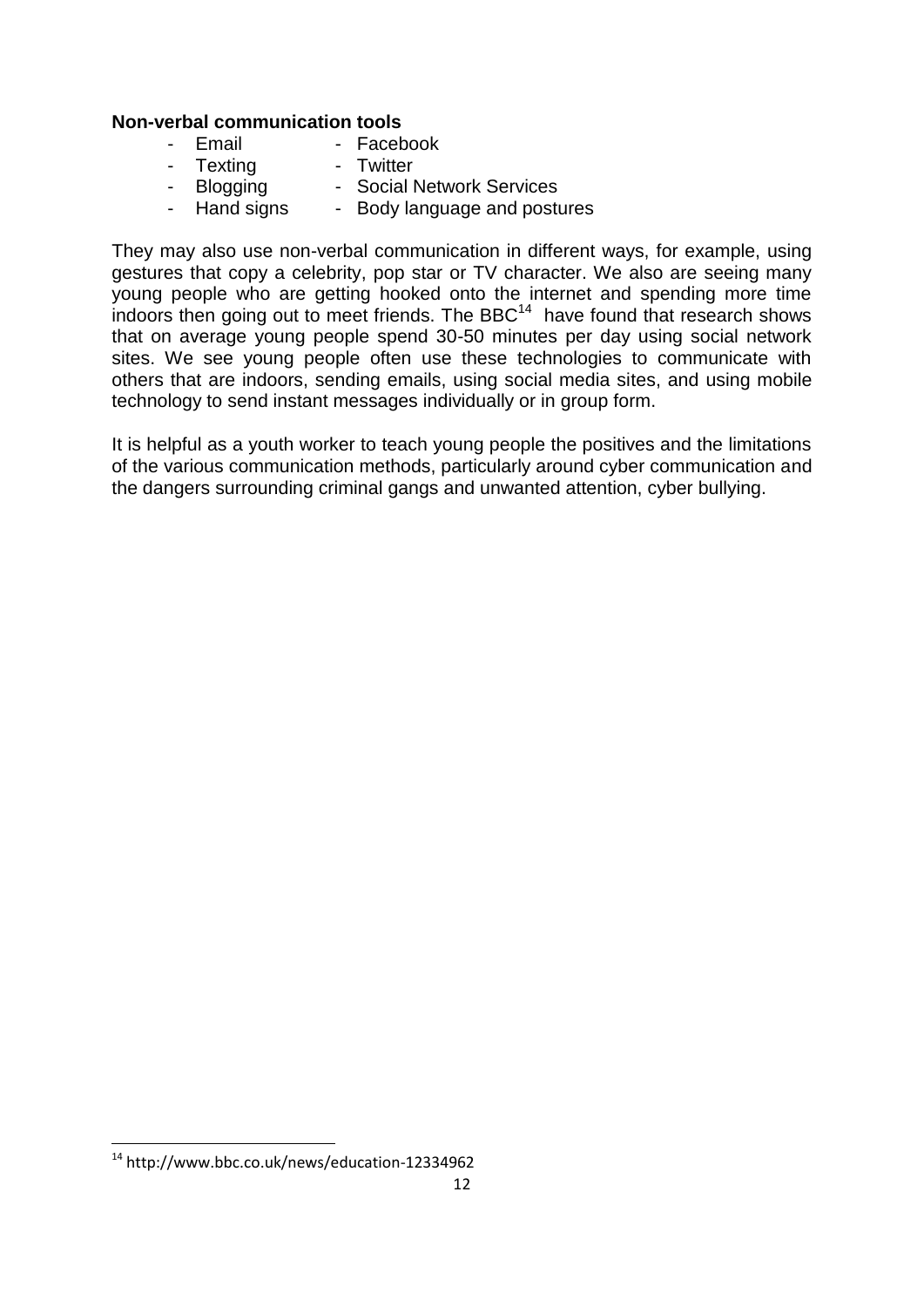**Non-verbal communication tools**

- Email
- Facebook
- Texting
- Twitter
- Blogging
- Social Network Services
- Hand signs
- Body language and postures

They may also use non-verbal communication in different ways, for example, using gestures that copy a celebrity, pop star or TV character. We also are seeing many young people who are getting hooked onto the internet and spending more time indoors then going out to meet friends. The BBC[14] have found that research shows that on average young people spend 30-50 minutes per day using social network sites. We see young people often use these technologies to communicate with others that are indoors, sending emails, using social media sites, and using mobile technology to send instant messages individually or in group form.

It is helpful as a youth worker to teach young people the positives and the limitations of the various communication methods, particularly around cyber communication and the dangers surrounding criminal gangs and unwanted attention, cyber bullying.

[14] http://www.bbc.co.uk/news/education-12334962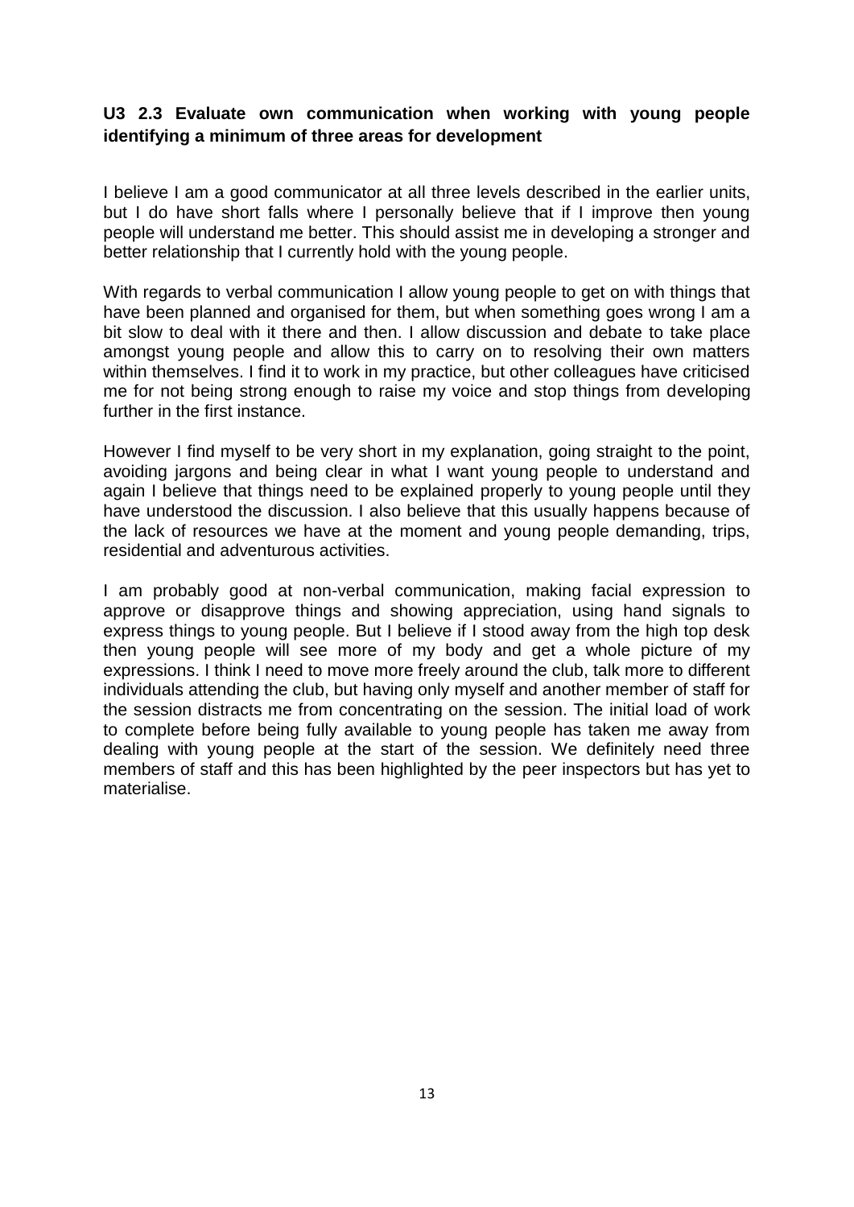**U3 2.3 Evaluate own communication when working with young people identifying a minimum of three areas for development**

I believe I am a good communicator at all three levels described in the earlier units, but I do have short falls where I personally believe that if I improve then young people will understand me better. This should assist me in developing a stronger and better relationship that I currently hold with the young people.

With regards to verbal communication I allow young people to get on with things that have been planned and organised for them, but when something goes wrong I am a bit slow to deal with it there and then. I allow discussion and debate to take place amongst young people and allow this to carry on to resolving their own matters within themselves. I find it to work in my practice, but other colleagues have criticised me for not being strong enough to raise my voice and stop things from developing further in the first instance.

However I find myself to be very short in my explanation, going straight to the point, avoiding jargons and being clear in what I want young people to understand and again I believe that things need to be explained properly to young people until they have understood the discussion. I also believe that this usually happens because of the lack of resources we have at the moment and young people demanding, trips, residential and adventurous activities.

I am probably good at non-verbal communication, making facial expression to approve or disapprove things and showing appreciation, using hand signals to express things to young people. But I believe if I stood away from the high top desk then young people will see more of my body and get a whole picture of my expressions. I think I need to move more freely around the club, talk more to different individuals attending the club, but having only myself and another member of staff for the session distracts me from concentrating on the session. The initial load of work to complete before being fully available to young people has taken me away from dealing with young people at the start of the session. We definitely need three members of staff and this has been highlighted by the peer inspectors but has yet to materialise.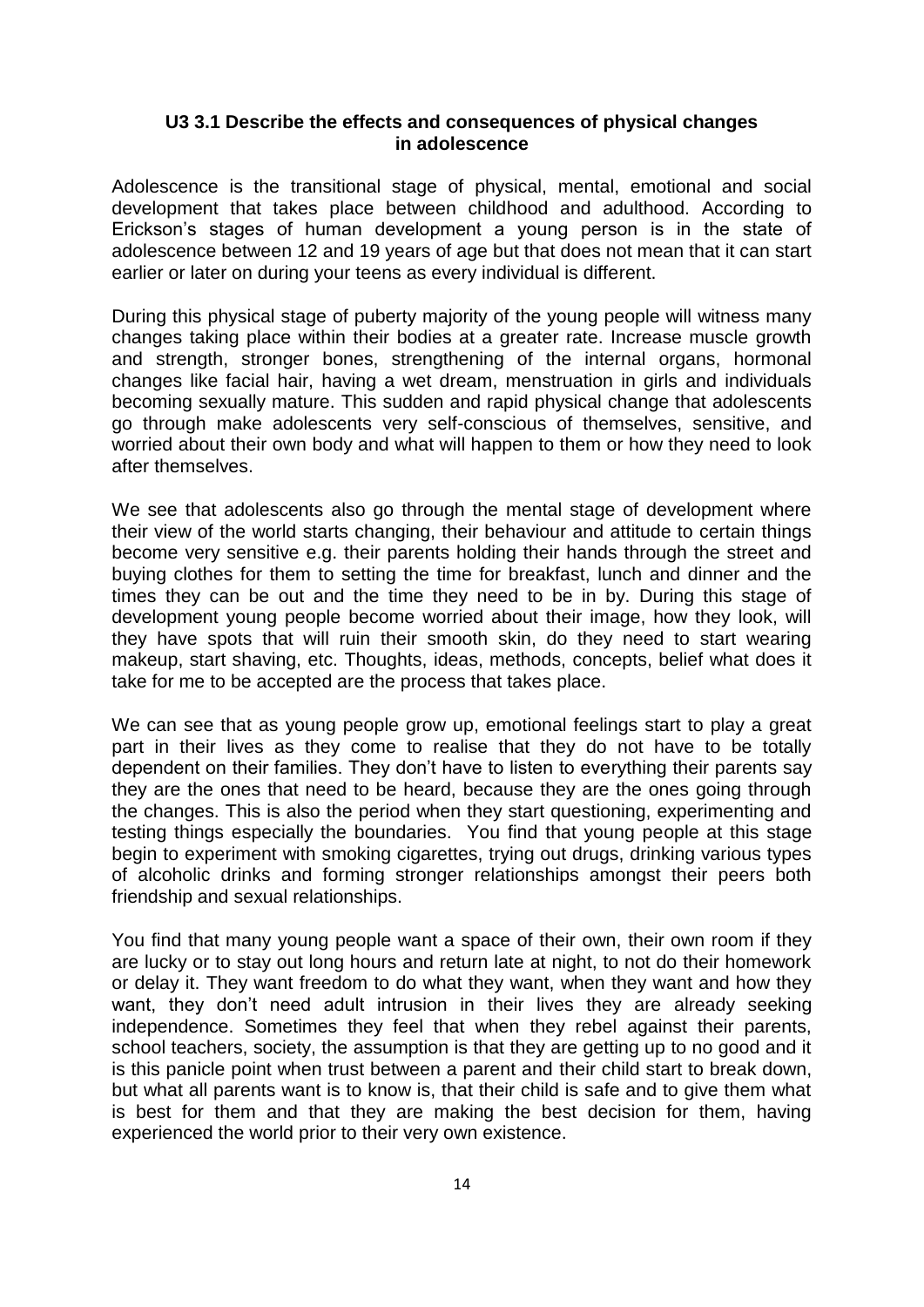### U3 3.1 Describe the effects and consequences of physical changes in adolescence

Adolescence is the transitional stage of physical, mental, emotional and social development that takes place between childhood and adulthood. According to Erickson's stages of human development a young person is in the state of adolescence between 12 and 19 years of age but that does not mean that it can start earlier or later on during your teens as every individual is different.

During this physical stage of puberty majority of the young people will witness many changes taking place within their bodies at a greater rate. Increase muscle growth and strength, stronger bones, strengthening of the internal organs, hormonal changes like facial hair, having a wet dream, menstruation in girls and individuals becoming sexually mature. This sudden and rapid physical change that adolescents go through make adolescents very self-conscious of themselves, sensitive, and worried about their own body and what will happen to them or how they need to look after themselves.

We see that adolescents also go through the mental stage of development where their view of the world starts changing, their behaviour and attitude to certain things become very sensitive e.g. their parents holding their hands through the street and buying clothes for them to setting the time for breakfast, lunch and dinner and the times they can be out and the time they need to be in by. During this stage of development young people become worried about their image, how they look, will they have spots that will ruin their smooth skin, do they need to start wearing makeup, start shaving, etc. Thoughts, ideas, methods, concepts, belief what does it take for me to be accepted are the process that takes place.

We can see that as young people grow up, emotional feelings start to play a great part in their lives as they come to realise that they do not have to be totally dependent on their families. They don't have to listen to everything their parents say they are the ones that need to be heard, because they are the ones going through the changes. This is also the period when they start questioning, experimenting and testing things especially the boundaries. You find that young people at this stage begin to experiment with smoking cigarettes, trying out drugs, drinking various types of alcoholic drinks and forming stronger relationships amongst their peers both friendship and sexual relationships.

You find that many young people want a space of their own, their own room if they are lucky or to stay out long hours and return late at night, to not do their homework or delay it. They want freedom to do what they want, when they want and how they want, they don't need adult intrusion in their lives they are already seeking independence. Sometimes they feel that when they rebel against their parents, school teachers, society, the assumption is that they are getting up to no good and it is this panicle point when trust between a parent and their child start to break down, but what all parents want is to know is, that their child is safe and to give them what is best for them and that they are making the best decision for them, having experienced the world prior to their very own existence.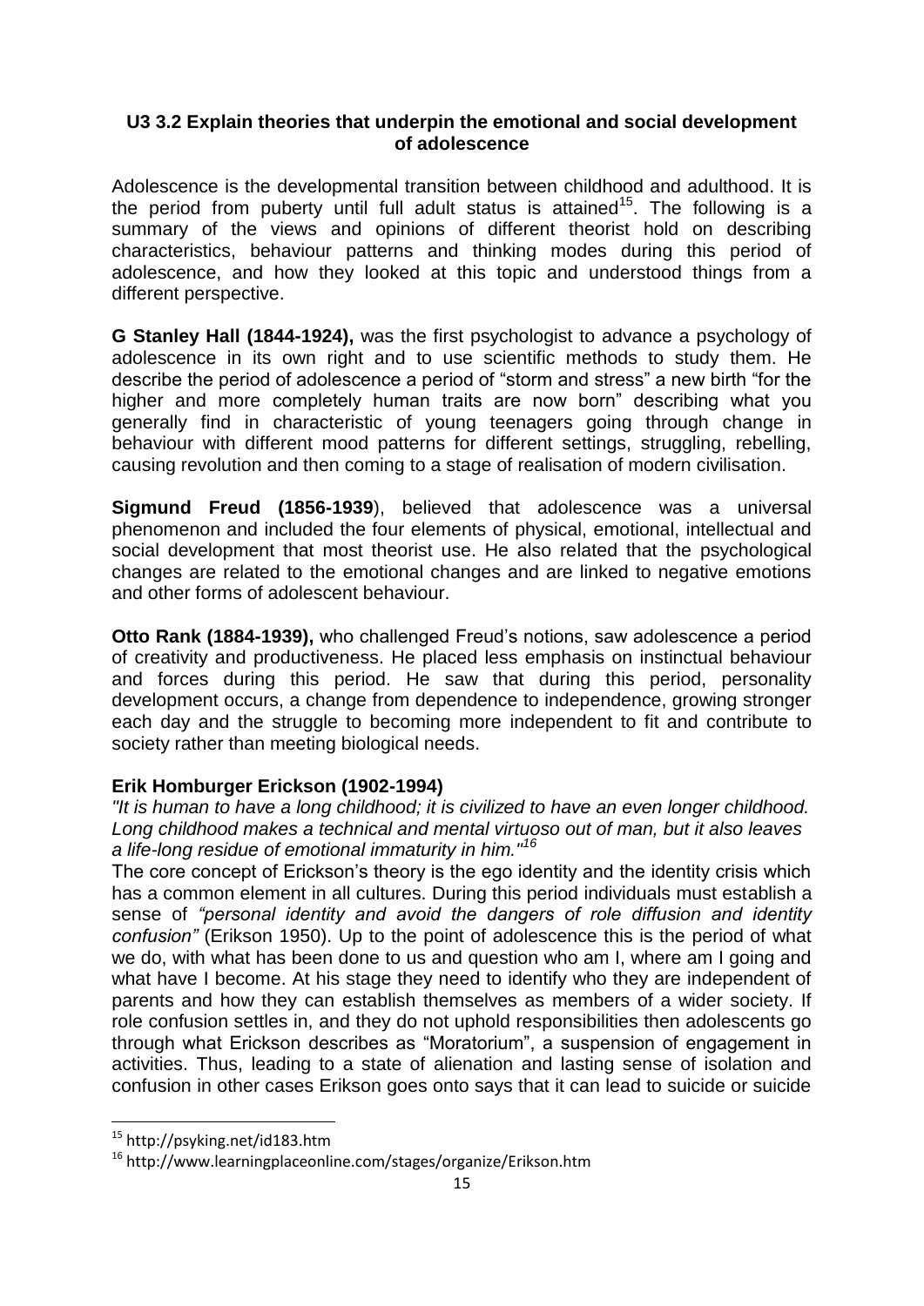### U3 3.2 Explain theories that underpin the emotional and social development of adolescence

Adolescence is the developmental transition between childhood and adulthood. It is the period from puberty until full adult status is attained[15]. The following is a summary of the views and opinions of different theorist hold on describing characteristics, behaviour patterns and thinking modes during this period of adolescence, and how they looked at this topic and understood things from a different perspective.

**G Stanley Hall (1844-1924),** was the first psychologist to advance a psychology of adolescence in its own right and to use scientific methods to study them. He describe the period of adolescence a period of "storm and stress" a new birth "for the higher and more completely human traits are now born" describing what you generally find in characteristic of young teenagers going through change in behaviour with different mood patterns for different settings, struggling, rebelling, causing revolution and then coming to a stage of realisation of modern civilisation.

**Sigmund Freud (1856-1939**), believed that adolescence was a universal phenomenon and included the four elements of physical, emotional, intellectual and social development that most theorist use. He also related that the psychological changes are related to the emotional changes and are linked to negative emotions and other forms of adolescent behaviour.

**Otto Rank (1884-1939),** who challenged Freud's notions, saw adolescence a period of creativity and productiveness. He placed less emphasis on instinctual behaviour and forces during this period. He saw that during this period, personality development occurs, a change from dependence to independence, growing stronger each day and the struggle to becoming more independent to fit and contribute to society rather than meeting biological needs.

**Erik Homburger Erickson (1902-1994)**

*"It is human to have a long childhood; it is civilized to have an even longer childhood. Long childhood makes a technical and mental virtuoso out of man, but it also leaves a life-long residue of emotional immaturity in him."*[16]

The core concept of Erickson's theory is the ego identity and the identity crisis which has a common element in all cultures. During this period individuals must establish a sense of *"personal identity and avoid the dangers of role diffusion and identity confusion"* (Erikson 1950). Up to the point of adolescence this is the period of what we do, with what has been done to us and question who am I, where am I going and what have I become. At his stage they need to identify who they are independent of parents and how they can establish themselves as members of a wider society. If role confusion settles in, and they do not uphold responsibilities then adolescents go through what Erickson describes as "Moratorium", a suspension of engagement in activities. Thus, leading to a state of alienation and lasting sense of isolation and confusion in other cases Erikson goes onto says that it can lead to suicide or suicide

---

[15] http://psyking.net/id183.htm

[16] http://www.learningplaceonline.com/stages/organize/Erikson.htm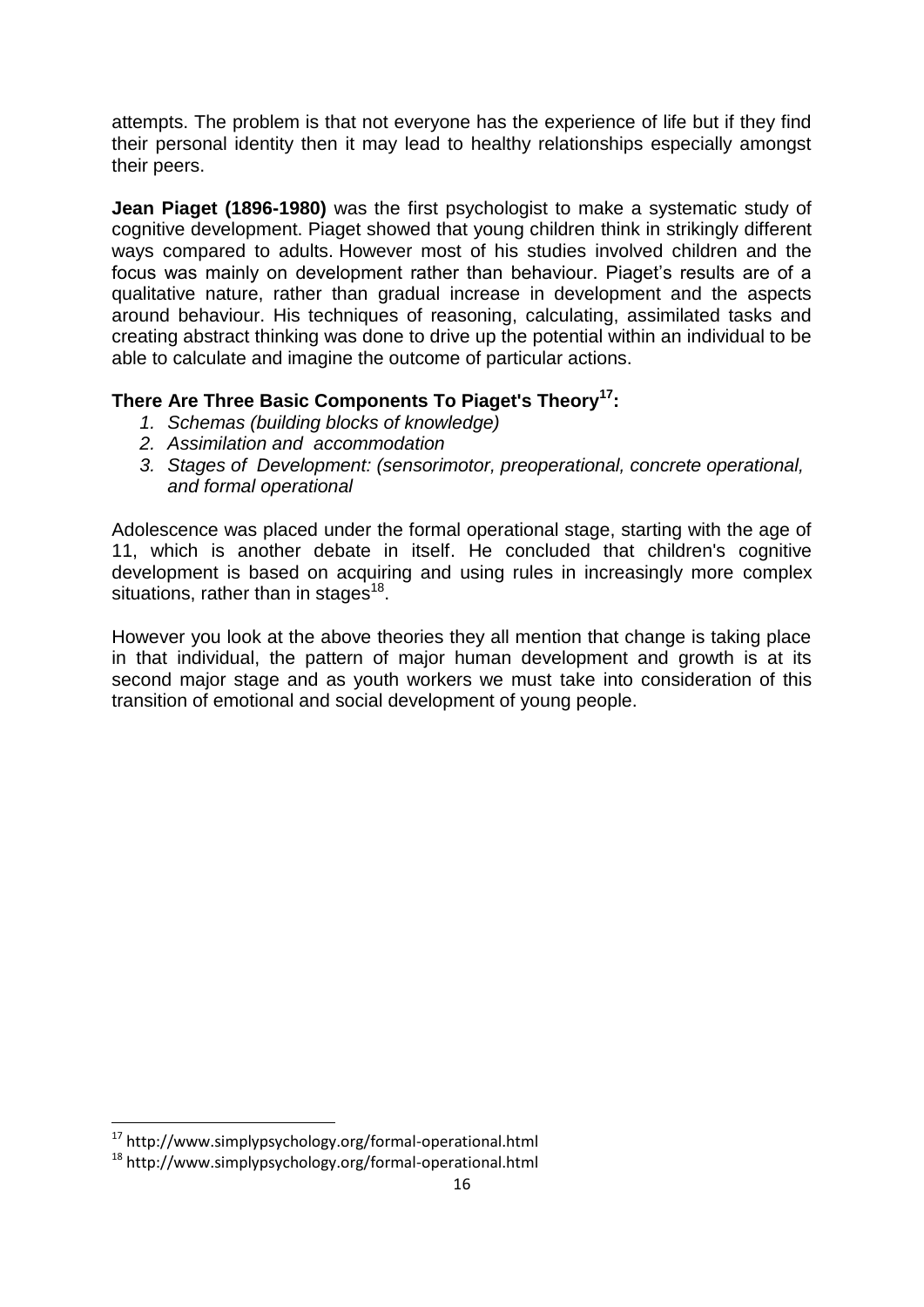attempts. The problem is that not everyone has the experience of life but if they find their personal identity then it may lead to healthy relationships especially amongst their peers.

**Jean Piaget (1896-1980)** was the first psychologist to make a systematic study of cognitive development. Piaget showed that young children think in strikingly different ways compared to adults. However most of his studies involved children and the focus was mainly on development rather than behaviour. Piaget's results are of a qualitative nature, rather than gradual increase in development and the aspects around behaviour. His techniques of reasoning, calculating, assimilated tasks and creating abstract thinking was done to drive up the potential within an individual to be able to calculate and imagine the outcome of particular actions.

**There Are Three Basic Components To Piaget's Theory[17]:**

1. *Schemas (building blocks of knowledge)*
2. *Assimilation and accommodation*
3. *Stages of Development: (sensorimotor, preoperational, concrete operational, and formal operational*

Adolescence was placed under the formal operational stage, starting with the age of 11, which is another debate in itself. He concluded that children's cognitive development is based on acquiring and using rules in increasingly more complex situations, rather than in stages[18].

However you look at the above theories they all mention that change is taking place in that individual, the pattern of major human development and growth is at its second major stage and as youth workers we must take into consideration of this transition of emotional and social development of young people.

---

[17] http://www.simplypsychology.org/formal-operational.html

[18] http://www.simplypsychology.org/formal-operational.html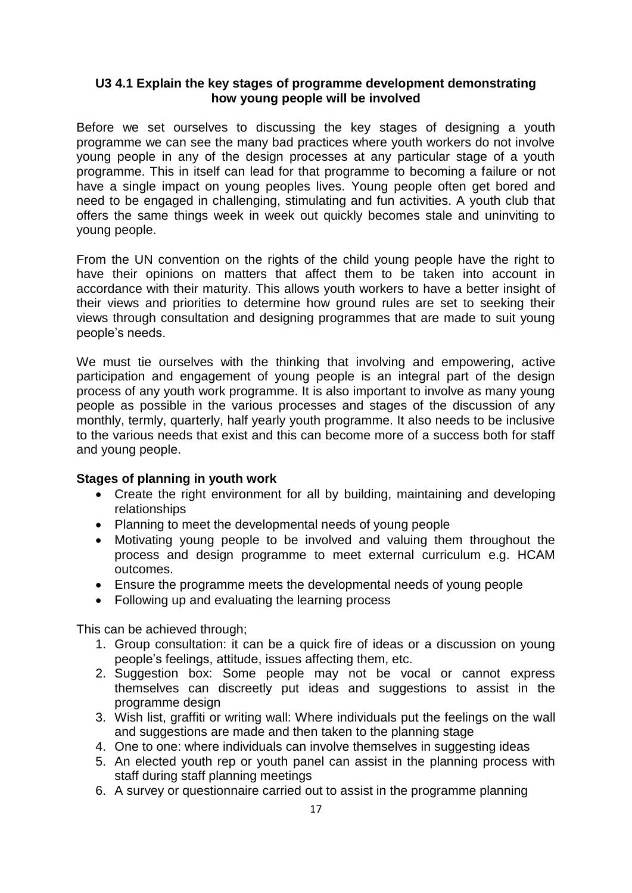## U3 4.1 Explain the key stages of programme development demonstrating how young people will be involved

Before we set ourselves to discussing the key stages of designing a youth programme we can see the many bad practices where youth workers do not involve young people in any of the design processes at any particular stage of a youth programme. This in itself can lead for that programme to becoming a failure or not have a single impact on young peoples lives. Young people often get bored and need to be engaged in challenging, stimulating and fun activities. A youth club that offers the same things week in week out quickly becomes stale and uninviting to young people.

From the UN convention on the rights of the child young people have the right to have their opinions on matters that affect them to be taken into account in accordance with their maturity. This allows youth workers to have a better insight of their views and priorities to determine how ground rules are set to seeking their views through consultation and designing programmes that are made to suit young people's needs.

We must tie ourselves with the thinking that involving and empowering, active participation and engagement of young people is an integral part of the design process of any youth work programme. It is also important to involve as many young people as possible in the various processes and stages of the discussion of any monthly, termly, quarterly, half yearly youth programme. It also needs to be inclusive to the various needs that exist and this can become more of a success both for staff and young people.

**Stages of planning in youth work**

- Create the right environment for all by building, maintaining and developing relationships
- Planning to meet the developmental needs of young people
- Motivating young people to be involved and valuing them throughout the process and design programme to meet external curriculum e.g. HCAM outcomes.
- Ensure the programme meets the developmental needs of young people
- Following up and evaluating the learning process

This can be achieved through;

1. Group consultation: it can be a quick fire of ideas or a discussion on young people's feelings, attitude, issues affecting them, etc.
2. Suggestion box: Some people may not be vocal or cannot express themselves can discreetly put ideas and suggestions to assist in the programme design
3. Wish list, graffiti or writing wall: Where individuals put the feelings on the wall and suggestions are made and then taken to the planning stage
4. One to one: where individuals can involve themselves in suggesting ideas
5. An elected youth rep or youth panel can assist in the planning process with staff during staff planning meetings
6. A survey or questionnaire carried out to assist in the programme planning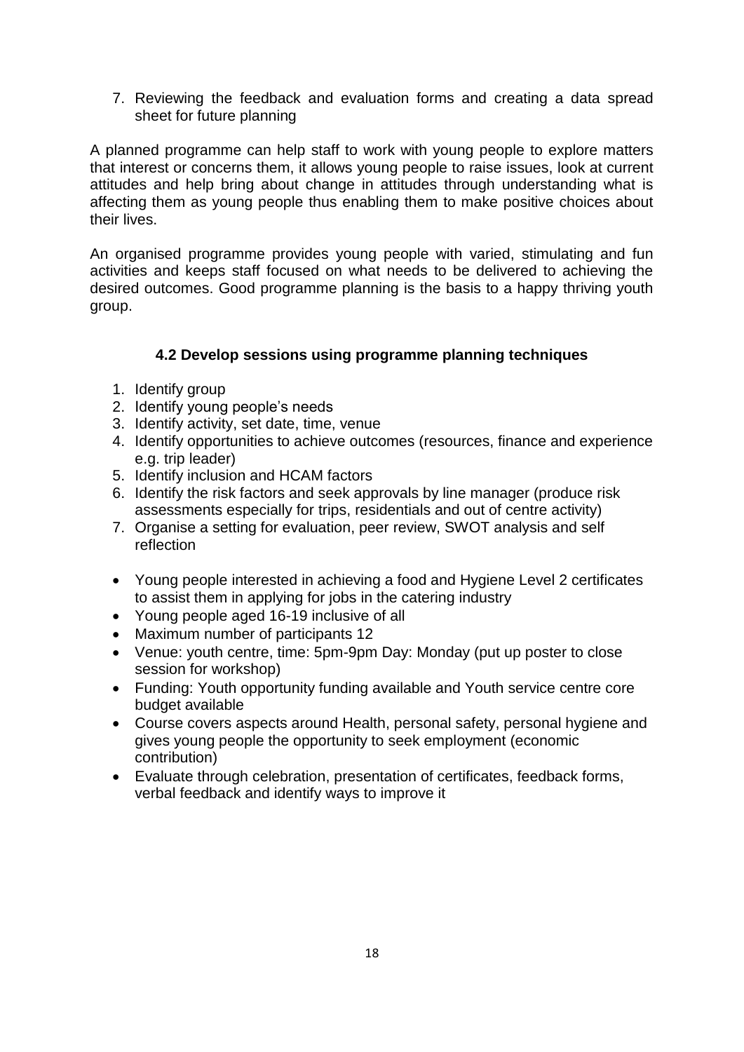7. Reviewing the feedback and evaluation forms and creating a data spread sheet for future planning

A planned programme can help staff to work with young people to explore matters that interest or concerns them, it allows young people to raise issues, look at current attitudes and help bring about change in attitudes through understanding what is affecting them as young people thus enabling them to make positive choices about their lives.

An organised programme provides young people with varied, stimulating and fun activities and keeps staff focused on what needs to be delivered to achieving the desired outcomes. Good programme planning is the basis to a happy thriving youth group.

### 4.2 Develop sessions using programme planning techniques

1. Identify group
2. Identify young people's needs
3. Identify activity, set date, time, venue
4. Identify opportunities to achieve outcomes (resources, finance and experience e.g. trip leader)
5. Identify inclusion and HCAM factors
6. Identify the risk factors and seek approvals by line manager (produce risk assessments especially for trips, residentials and out of centre activity)
7. Organise a setting for evaluation, peer review, SWOT analysis and self reflection

- Young people interested in achieving a food and Hygiene Level 2 certificates to assist them in applying for jobs in the catering industry
- Young people aged 16-19 inclusive of all
- Maximum number of participants 12
- Venue: youth centre, time: 5pm-9pm Day: Monday (put up poster to close session for workshop)
- Funding: Youth opportunity funding available and Youth service centre core budget available
- Course covers aspects around Health, personal safety, personal hygiene and gives young people the opportunity to seek employment (economic contribution)
- Evaluate through celebration, presentation of certificates, feedback forms, verbal feedback and identify ways to improve it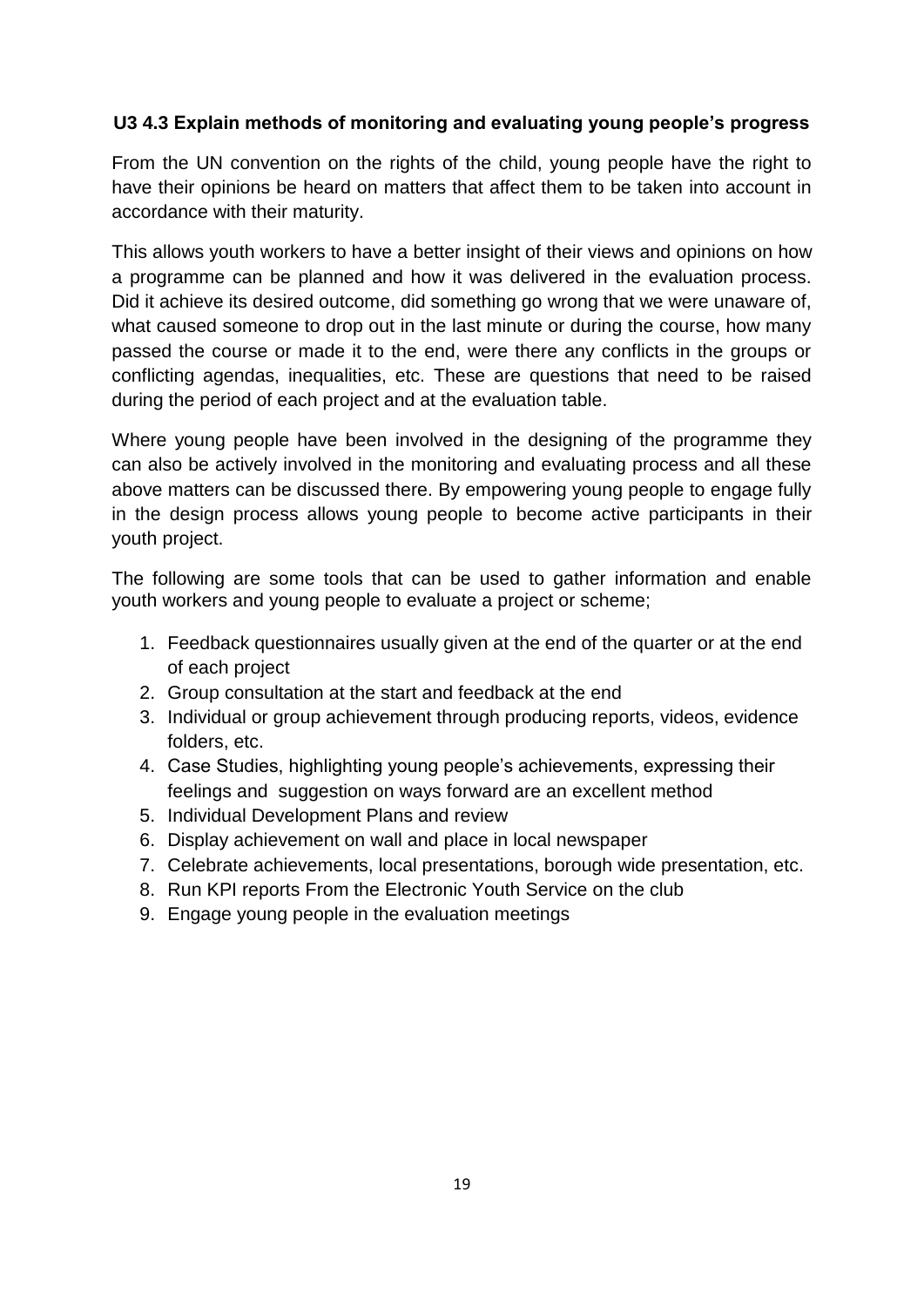**U3 4.3 Explain methods of monitoring and evaluating young people's progress**

From the UN convention on the rights of the child, young people have the right to have their opinions be heard on matters that affect them to be taken into account in accordance with their maturity.

This allows youth workers to have a better insight of their views and opinions on how a programme can be planned and how it was delivered in the evaluation process. Did it achieve its desired outcome, did something go wrong that we were unaware of, what caused someone to drop out in the last minute or during the course, how many passed the course or made it to the end, were there any conflicts in the groups or conflicting agendas, inequalities, etc. These are questions that need to be raised during the period of each project and at the evaluation table.

Where young people have been involved in the designing of the programme they can also be actively involved in the monitoring and evaluating process and all these above matters can be discussed there. By empowering young people to engage fully in the design process allows young people to become active participants in their youth project.

The following are some tools that can be used to gather information and enable youth workers and young people to evaluate a project or scheme;

1. Feedback questionnaires usually given at the end of the quarter or at the end of each project
2. Group consultation at the start and feedback at the end
3. Individual or group achievement through producing reports, videos, evidence folders, etc.
4. Case Studies, highlighting young people's achievements, expressing their feelings and suggestion on ways forward are an excellent method
5. Individual Development Plans and review
6. Display achievement on wall and place in local newspaper
7. Celebrate achievements, local presentations, borough wide presentation, etc.
8. Run KPI reports From the Electronic Youth Service on the club
9. Engage young people in the evaluation meetings